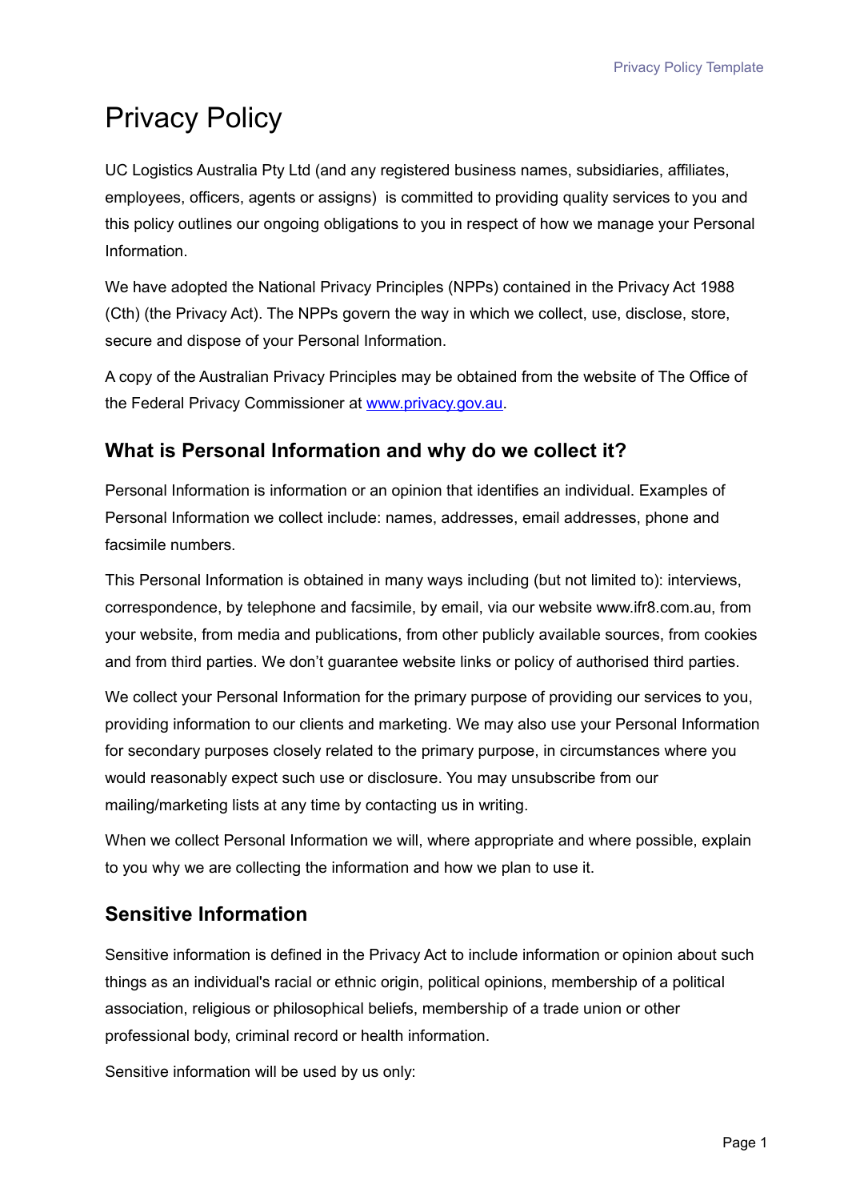# Privacy Policy

UC Logistics Australia Pty Ltd (and any registered business names, subsidiaries, affiliates, employees, officers, agents or assigns) is committed to providing quality services to you and this policy outlines our ongoing obligations to you in respect of how we manage your Personal Information.

We have adopted the National Privacy Principles (NPPs) contained in the Privacy Act 1988 (Cth) (the Privacy Act). The NPPs govern the way in which we collect, use, disclose, store, secure and dispose of your Personal Information.

A copy of the Australian Privacy Principles may be obtained from the website of The Office of the Federal Privacy Commissioner at [www.privacy.gov.au](http://www.privacy.gov.au).

## What is Personal Information and why do we collect it?

Personal Information is information or an opinion that identifies an individual. Examples of Personal Information we collect include: names, addresses, email addresses, phone and facsimile numbers.

This Personal Information is obtained in many ways including (but not limited to): interviews, correspondence, by telephone and facsimile, by email, via our website www.ifr8.com.au, from your website, from media and publications, from other publicly available sources, from cookies and from third parties. We don't guarantee website links or policy of authorised third parties.

We collect your Personal Information for the primary purpose of providing our services to you, providing information to our clients and marketing. We may also use your Personal Information for secondary purposes closely related to the primary purpose, in circumstances where you would reasonably expect such use or disclosure. You may unsubscribe from our mailing/marketing lists at any time by contacting us in writing.

When we collect Personal Information we will, where appropriate and where possible, explain to you why we are collecting the information and how we plan to use it.

## Sensitive Information

Sensitive information is defined in the Privacy Act to include information or opinion about such things as an individual's racial or ethnic origin, political opinions, membership of a political association, religious or philosophical beliefs, membership of a trade union or other professional body, criminal record or health information.

Sensitive information will be used by us only: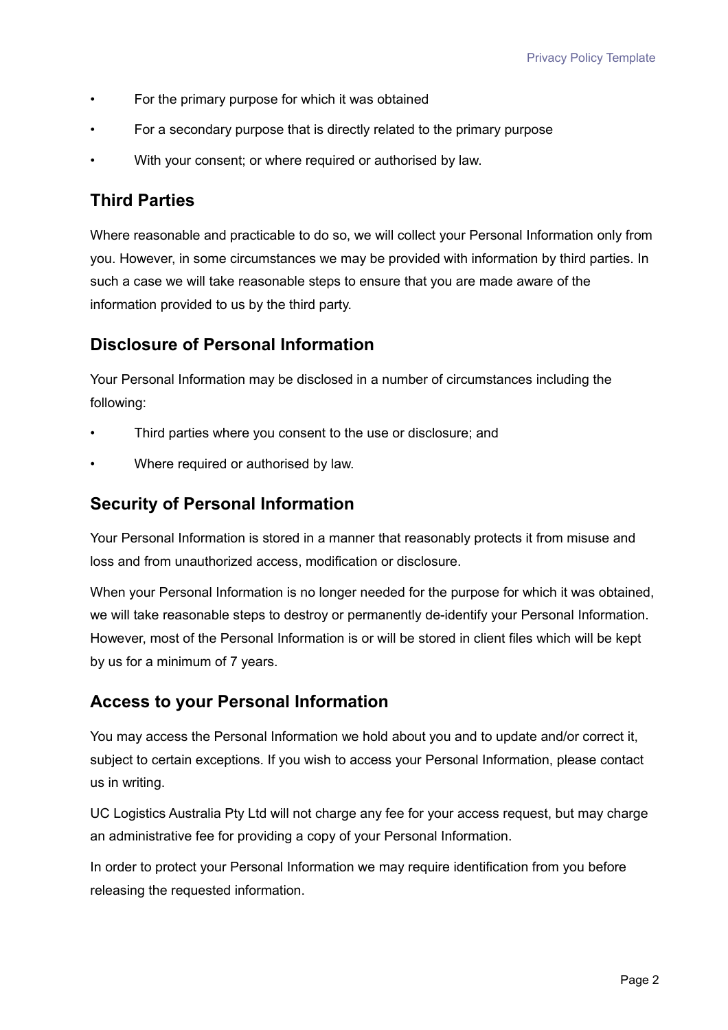- For the primary purpose for which it was obtained
- For a secondary purpose that is directly related to the primary purpose
- With your consent; or where required or authorised by law.

## Third Parties

Where reasonable and practicable to do so, we will collect your Personal Information only from you. However, in some circumstances we may be provided with information by third parties. In such a case we will take reasonable steps to ensure that you are made aware of the information provided to us by the third party.

## Disclosure of Personal Information

Your Personal Information may be disclosed in a number of circumstances including the following:

- Third parties where you consent to the use or disclosure; and
- Where required or authorised by law.

## Security of Personal Information

Your Personal Information is stored in a manner that reasonably protects it from misuse and loss and from unauthorized access, modification or disclosure.

When your Personal Information is no longer needed for the purpose for which it was obtained, we will take reasonable steps to destroy or permanently de-identify your Personal Information. However, most of the Personal Information is or will be stored in client files which will be kept by us for a minimum of 7 years.

## Access to your Personal Information

You may access the Personal Information we hold about you and to update and/or correct it, subject to certain exceptions. If you wish to access your Personal Information, please contact us in writing.

UC Logistics Australia Pty Ltd will not charge any fee for your access request, but may charge an administrative fee for providing a copy of your Personal Information.

In order to protect your Personal Information we may require identification from you before releasing the requested information.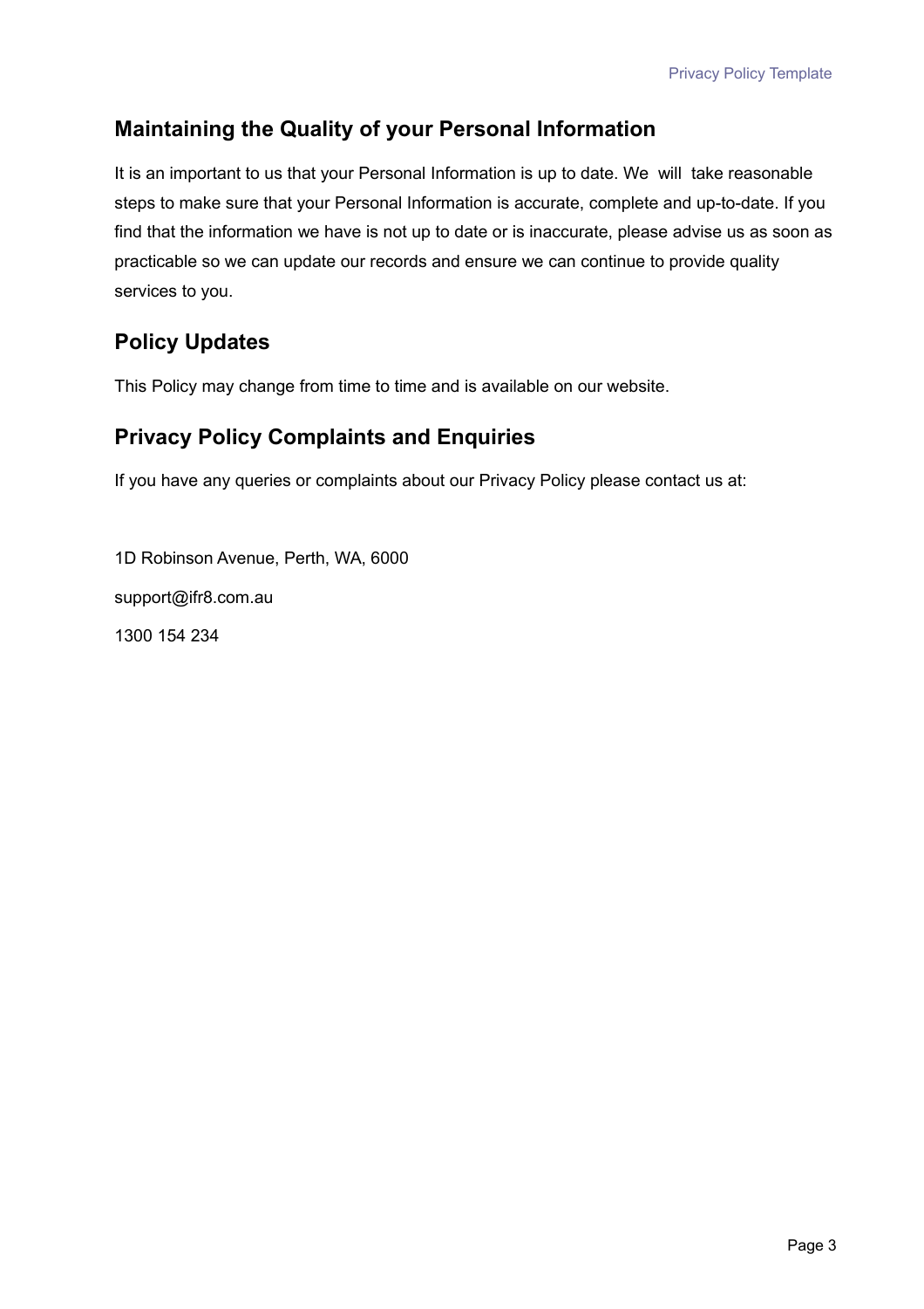## Maintaining the Quality of your Personal Information

It is an important to us that your Personal Information is up to date. We will take reasonable steps to make sure that your Personal Information is accurate, complete and up-to-date. If you find that the information we have is not up to date or is inaccurate, please advise us as soon as practicable so we can update our records and ensure we can continue to provide quality services to you.

## Policy Updates

This Policy may change from time to time and is available on our website.

## Privacy Policy Complaints and Enquiries

If you have any queries or complaints about our Privacy Policy please contact us at:

1D Robinson Avenue, Perth, WA, 6000

support@ifr8.com.au

1300 154 234